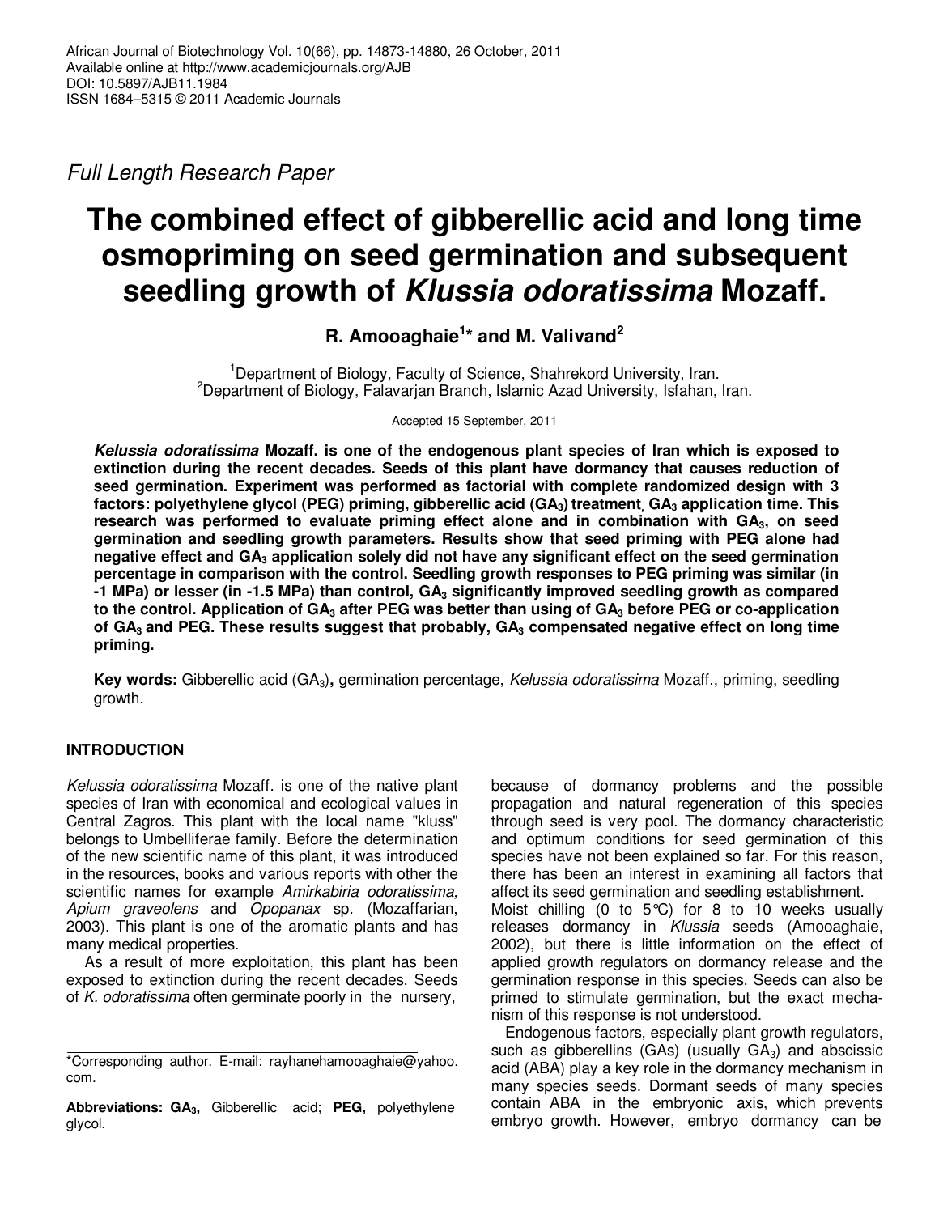African Journal of Biotechnology Vol. 10(66), pp. 14873-14880, 26 October, 2011
Available online at http://www.academicjournals.org/AJB
DOI: 10.5897/AJB11.1984
ISSN 1684–5315 © 2011 Academic Journals

*Full Length Research Paper*

# The combined effect of gibberellic acid and long time osmopriming on seed germination and subsequent seedling growth of *Klussia odoratissima* Mozaff.

**R. Amooaghaie[1]* and M. Valivand[2]**

[1]Department of Biology, Faculty of Science, Shahrekord University, Iran.
[2]Department of Biology, Falavarjan Branch, Islamic Azad University, Isfahan, Iran.

Accepted 15 September, 2011

***Kelussia odoratissima* Mozaff. is one of the endogenous plant species of Iran which is exposed to extinction during the recent decades. Seeds of this plant have dormancy that causes reduction of seed germination. Experiment was performed as factorial with complete randomized design with 3 factors: polyethylene glycol (PEG) priming, gibberellic acid ($GA_3$) treatment, $GA_3$ application time. This research was performed to evaluate priming effect alone and in combination with $GA_3$, on seed germination and seedling growth parameters. Results show that seed priming with PEG alone had negative effect and $GA_3$ application solely did not have any significant effect on the seed germination percentage in comparison with the control. Seedling growth responses to PEG priming was similar (in -1 MPa) or lesser (in -1.5 MPa) than control, $GA_3$ significantly improved seedling growth as compared to the control. Application of $GA_3$ after PEG was better than using of $GA_3$ before PEG or co-application of $GA_3$ and PEG. These results suggest that probably, $GA_3$ compensated negative effect on long time priming.**

**Key words:** Gibberellic acid ($GA_3$)**,** germination percentage, *Kelussia odoratissima* Mozaff., priming, seedling growth.

## INTRODUCTION

*Kelussia odoratissima* Mozaff. is one of the native plant species of Iran with economical and ecological values in Central Zagros. This plant with the local name "kluss" belongs to Umbelliferae family. Before the determination of the new scientific name of this plant, it was introduced in the resources, books and various reports with other the scientific names for example *Amirkabiria odoratissima, Apium graveolens* and *Opopanax* sp. (Mozaffarian, 2003). This plant is one of the aromatic plants and has many medical properties.

As a result of more exploitation, this plant has been exposed to extinction during the recent decades. Seeds of *K. odoratissima* often germinate poorly in the nursery, because of dormancy problems and the possible propagation and natural regeneration of this species through seed is very pool. The dormancy characteristic and optimum conditions for seed germination of this species have not been explained so far. For this reason, there has been an interest in examining all factors that affect its seed germination and seedling establishment.

Moist chilling (0 to 5°C) for 8 to 10 weeks usually releases dormancy in *Klussia* seeds (Amooaghaie, 2002), but there is little information on the effect of applied growth regulators on dormancy release and the germination response in this species. Seeds can also be primed to stimulate germination, but the exact mechanism of this response is not understood.

Endogenous factors, especially plant growth regulators, such as gibberellins (GAs) (usually $GA_3$) and abscissic acid (ABA) play a key role in the dormancy mechanism in many species seeds. Dormant seeds of many species contain ABA in the embryonic axis, which prevents embryo growth. However, embryo dormancy can be

*Corresponding author. E-mail: rayhanehamooaghaie@yahoo.com.

**Abbreviations: $GA_3$,** Gibberellic acid; **PEG,** polyethylene glycol.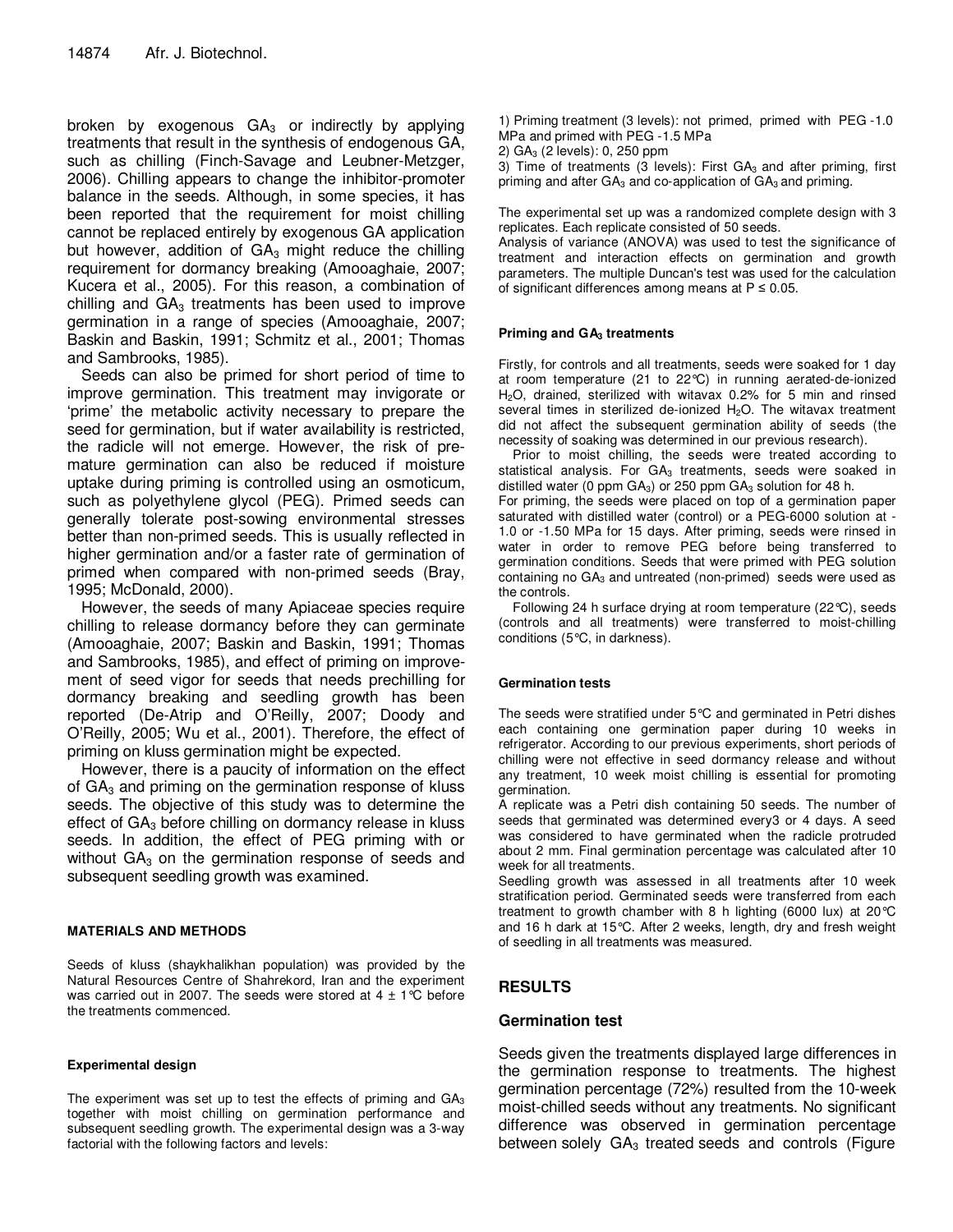broken by exogenous $GA_3$ or indirectly by applying treatments that result in the synthesis of endogenous GA, such as chilling (Finch-Savage and Leubner-Metzger, 2006). Chilling appears to change the inhibitor-promoter balance in the seeds. Although, in some species, it has been reported that the requirement for moist chilling cannot be replaced entirely by exogenous GA application but however, addition of $GA_3$ might reduce the chilling requirement for dormancy breaking (Amooaghaie, 2007; Kucera et al., 2005). For this reason, a combination of chilling and $GA_3$ treatments has been used to improve germination in a range of species (Amooaghaie, 2007; Baskin and Baskin, 1991; Schmitz et al., 2001; Thomas and Sambrooks, 1985).

Seeds can also be primed for short period of time to improve germination. This treatment may invigorate or 'prime' the metabolic activity necessary to prepare the seed for germination, but if water availability is restricted, the radicle will not emerge. However, the risk of premature germination can also be reduced if moisture uptake during priming is controlled using an osmoticum, such as polyethylene glycol (PEG). Primed seeds can generally tolerate post-sowing environmental stresses better than non-primed seeds. This is usually reflected in higher germination and/or a faster rate of germination of primed when compared with non-primed seeds (Bray, 1995; McDonald, 2000).

However, the seeds of many Apiaceae species require chilling to release dormancy before they can germinate (Amooaghaie, 2007; Baskin and Baskin, 1991; Thomas and Sambrooks, 1985), and effect of priming on improvement of seed vigor for seeds that needs prechilling for dormancy breaking and seedling growth has been reported (De-Atrip and O'Reilly, 2007; Doody and O'Reilly, 2005; Wu et al., 2001). Therefore, the effect of priming on kluss germination might be expected.

However, there is a paucity of information on the effect of $GA_3$ and priming on the germination response of kluss seeds. The objective of this study was to determine the effect of $GA_3$ before chilling on dormancy release in kluss seeds. In addition, the effect of PEG priming with or without $GA_3$ on the germination response of seeds and subsequent seedling growth was examined.

## MATERIALS AND METHODS

Seeds of kluss (shaykhalikhan population) was provided by the Natural Resources Centre of Shahrekord, Iran and the experiment was carried out in 2007. The seeds were stored at 4 ± 1°C before the treatments commenced.

### Experimental design

The experiment was set up to test the effects of priming and $GA_3$ together with moist chilling on germination performance and subsequent seedling growth. The experimental design was a 3-way factorial with the following factors and levels:

1) Priming treatment (3 levels): not primed, primed with PEG -1.0 MPa and primed with PEG -1.5 MPa
2) $GA_3$ (2 levels): 0, 250 ppm
3) Time of treatments (3 levels): First $GA_3$ and after priming, first priming and after $GA_3$ and co-application of $GA_3$ and priming.

The experimental set up was a randomized complete design with 3 replicates. Each replicate consisted of 50 seeds.
Analysis of variance (ANOVA) was used to test the significance of treatment and interaction effects on germination and growth parameters. The multiple Duncan's test was used for the calculation of significant differences among means at P ≤ 0.05.

### Priming and $GA_3$ treatments

Firstly, for controls and all treatments, seeds were soaked for 1 day at room temperature (21 to 22°C) in running aerated-de-ionized $H_2O$, drained, sterilized with witavax 0.2% for 5 min and rinsed several times in sterilized de-ionized $H_2O$. The witavax treatment did not affect the subsequent germination ability of seeds (the necessity of soaking was determined in our previous research).

Prior to moist chilling, the seeds were treated according to statistical analysis. For $GA_3$ treatments, seeds were soaked in distilled water (0 ppm $GA_3$) or 250 ppm $GA_3$ solution for 48 h.
For priming, the seeds were placed on top of a germination paper saturated with distilled water (control) or a PEG-6000 solution at -1.0 or -1.50 MPa for 15 days. After priming, seeds were rinsed in water in order to remove PEG before being transferred to germination conditions. Seeds that were primed with PEG solution containing no $GA_3$ and untreated (non-primed) seeds were used as the controls.

Following 24 h surface drying at room temperature (22°C), seeds (controls and all treatments) were transferred to moist-chilling conditions (5°C, in darkness).

### Germination tests

The seeds were stratified under 5°C and germinated in Petri dishes each containing one germination paper during 10 weeks in refrigerator. According to our previous experiments, short periods of chilling were not effective in seed dormancy release and without any treatment, 10 week moist chilling is essential for promoting germination.
A replicate was a Petri dish containing 50 seeds. The number of seeds that germinated was determined every3 or 4 days. A seed was considered to have germinated when the radicle protruded about 2 mm. Final germination percentage was calculated after 10 week for all treatments.
Seedling growth was assessed in all treatments after 10 week stratification period. Germinated seeds were transferred from each treatment to growth chamber with 8 h lighting (6000 lux) at 20°C and 16 h dark at 15°C. After 2 weeks, length, dry and fresh weight of seedling in all treatments was measured.

## RESULTS

### Germination test

Seeds given the treatments displayed large differences in the germination response to treatments. The highest germination percentage (72%) resulted from the 10-week moist-chilled seeds without any treatments. No significant difference was observed in germination percentage between solely $GA_3$ treated seeds and controls (Figure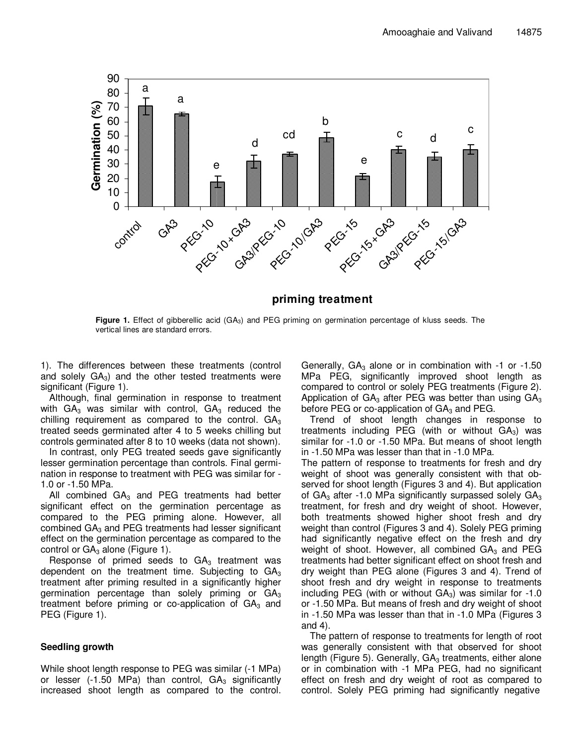**Figure 1.** Effect of gibberellic acid ($GA_3$) and PEG priming on germination percentage of kluss seeds. The vertical lines are standard errors.

1). The differences between these treatments (control and solely $GA_3$) and the other tested treatments were significant (Figure 1).

Although, final germination in response to treatment with $GA_3$ was similar with control, $GA_3$ reduced the chilling requirement as compared to the control. $GA_3$ treated seeds germinated after 4 to 5 weeks chilling but controls germinated after 8 to 10 weeks (data not shown).

In contrast, only PEG treated seeds gave significantly lesser germination percentage than controls. Final germination in response to treatment with PEG was similar for -1.0 or -1.50 MPa.

All combined $GA_3$ and PEG treatments had better significant effect on the germination percentage as compared to the PEG priming alone. However, all combined $GA_3$ and PEG treatments had lesser significant effect on the germination percentage as compared to the control or $GA_3$ alone (Figure 1).

Response of primed seeds to $GA_3$ treatment was dependent on the treatment time. Subjecting to $GA_3$ treatment after priming resulted in a significantly higher germination percentage than solely priming or $GA_3$ treatment before priming or co-application of $GA_3$ and PEG (Figure 1).

### Seedling growth

While shoot length response to PEG was similar (-1 MPa) or lesser (-1.50 MPa) than control, $GA_3$ significantly increased shoot length as compared to the control. Generally, $GA_3$ alone or in combination with -1 or -1.50 MPa PEG, significantly improved shoot length as compared to control or solely PEG treatments (Figure 2). Application of $GA_3$ after PEG was better than using $GA_3$ before PEG or co-application of $GA_3$ and PEG.

Trend of shoot length changes in response to treatments including PEG (with or without $GA_3$) was similar for -1.0 or -1.50 MPa. But means of shoot length in -1.50 MPa was lesser than that in -1.0 MPa.

The pattern of response to treatments for fresh and dry weight of shoot was generally consistent with that observed for shoot length (Figures 3 and 4). But application of $GA_3$ after -1.0 MPa significantly surpassed solely $GA_3$ treatment, for fresh and dry weight of shoot. However, both treatments showed higher shoot fresh and dry weight than control (Figures 3 and 4). Solely PEG priming had significantly negative effect on the fresh and dry weight of shoot. However, all combined $GA_3$ and PEG treatments had better significant effect on shoot fresh and dry weight than PEG alone (Figures 3 and 4). Trend of shoot fresh and dry weight in response to treatments including PEG (with or without $GA_3$) was similar for -1.0 or -1.50 MPa. But means of fresh and dry weight of shoot in -1.50 MPa was lesser than that in -1.0 MPa (Figures 3 and 4).

The pattern of response to treatments for length of root was generally consistent with that observed for shoot length (Figure 5). Generally, $GA_3$ treatments, either alone or in combination with -1 MPa PEG, had no significant effect on fresh and dry weight of root as compared to control. Solely PEG priming had significantly negative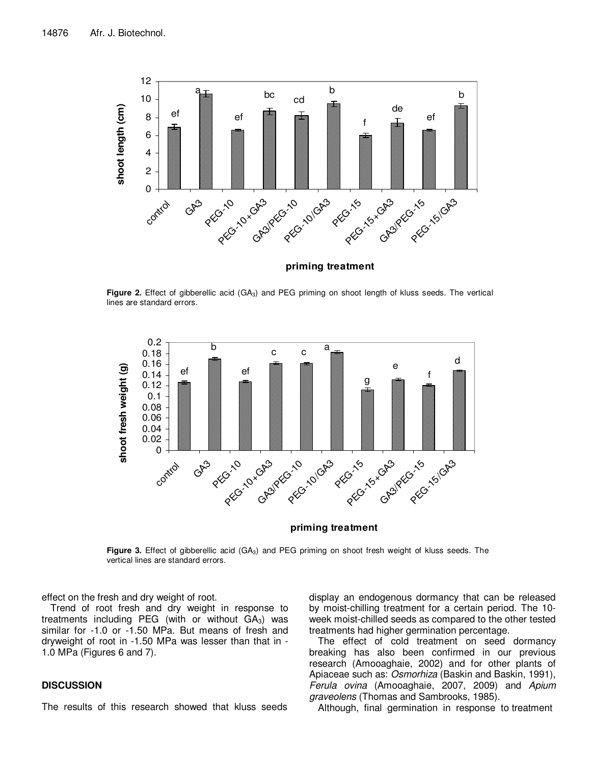**Figure 2.** Effect of gibberellic acid ($GA_3$) and PEG priming on shoot length of kluss seeds. The vertical lines are standard errors.

**Figure 3.** Effect of gibberellic acid ($GA_3$) and PEG priming on shoot fresh weight of kluss seeds. The vertical lines are standard errors.

effect on the fresh and dry weight of root.

Trend of root fresh and dry weight in response to treatments including PEG (with or without $GA_3$) was similar for -1.0 or -1.50 MPa. But means of fresh and dryweight of root in -1.50 MPa was lesser than that in -1.0 MPa (Figures 6 and 7).

## DISCUSSION

The results of this research showed that kluss seeds display an endogenous dormancy that can be released by moist-chilling treatment for a certain period. The 10-week moist-chilled seeds as compared to the other tested treatments had higher germination percentage.

The effect of cold treatment on seed dormancy breaking has also been confirmed in our previous research (Amooaghaie, 2002) and for other plants of Apiaceae such as: *Osmorhiza* (Baskin and Baskin, 1991), *Ferula ovina* (Amooaghaie, 2007, 2009) and *Apium graveolens* (Thomas and Sambrooks, 1985).

Although, final germination in response to treatment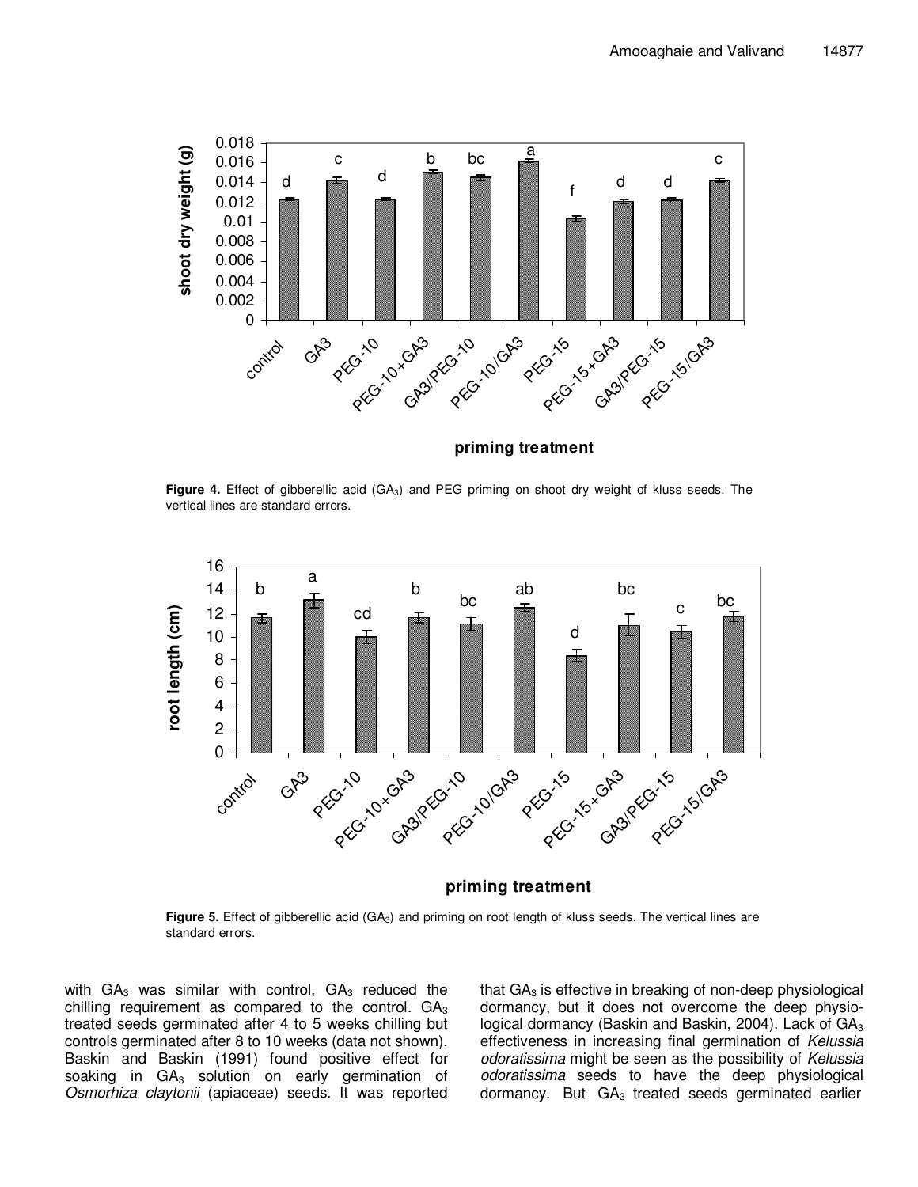Figure 4. Effect of gibberellic acid ($GA_3$) and PEG priming on shoot dry weight of kluss seeds. The vertical lines are standard errors.

Figure 5. Effect of gibberellic acid ($GA_3$) and priming on root length of kluss seeds. The vertical lines are standard errors.

with $GA_3$ was similar with control, $GA_3$ reduced the chilling requirement as compared to the control. $GA_3$ treated seeds germinated after 4 to 5 weeks chilling but controls germinated after 8 to 10 weeks (data not shown). Baskin and Baskin (1991) found positive effect for soaking in $GA_3$ solution on early germination of *Osmorhiza claytonii* (apiaceae) seeds. It was reported that $GA_3$ is effective in breaking of non-deep physiological dormancy, but it does not overcome the deep physiological dormancy (Baskin and Baskin, 2004). Lack of $GA_3$ effectiveness in increasing final germination of *Kelussia odoratissima* might be seen as the possibility of *Kelussia odoratissima* seeds to have the deep physiological dormancy. But $GA_3$ treated seeds germinated earlier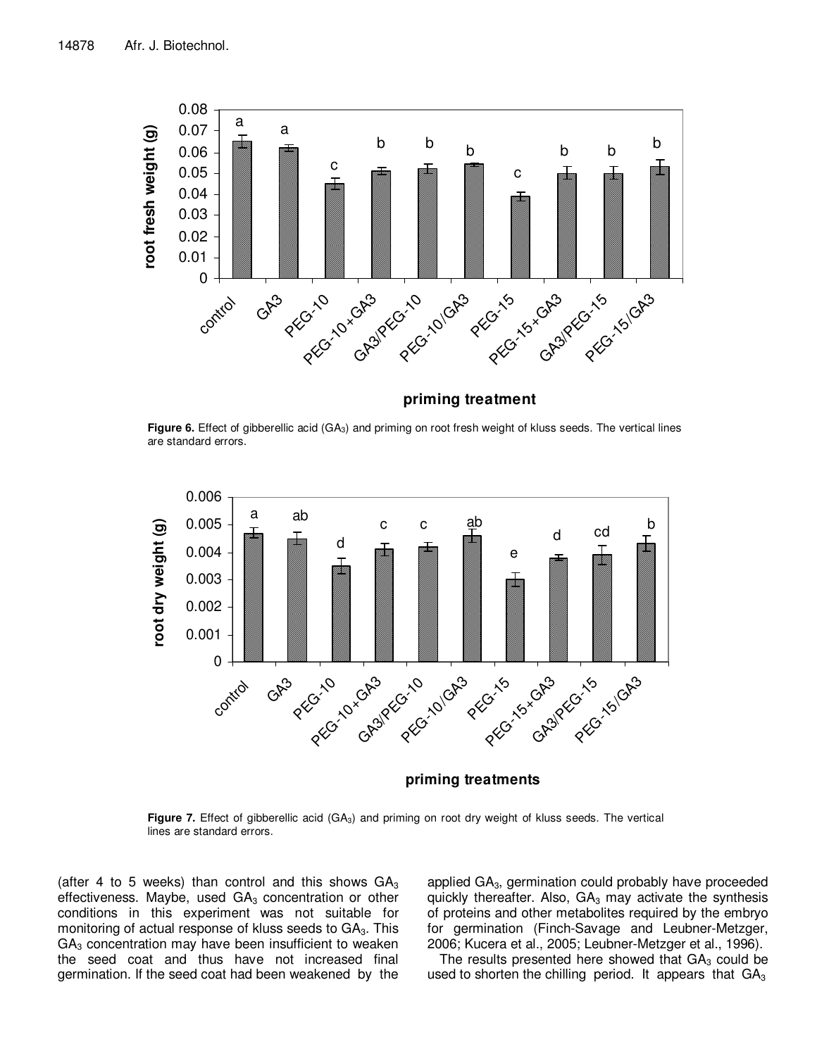Figure 6. Effect of gibberellic acid ($GA_3$) and priming on root fresh weight of kluss seeds. The vertical lines are standard errors.

Figure 7. Effect of gibberellic acid ($GA_3$) and priming on root dry weight of kluss seeds. The vertical lines are standard errors.

(after 4 to 5 weeks) than control and this shows $GA_3$ effectiveness. Maybe, used $GA_3$ concentration or other conditions in this experiment was not suitable for monitoring of actual response of kluss seeds to $GA_3$. This $GA_3$ concentration may have been insufficient to weaken the seed coat and thus have not increased final germination. If the seed coat had been weakened by the applied $GA_3$, germination could probably have proceeded quickly thereafter. Also, $GA_3$ may activate the synthesis of proteins and other metabolites required by the embryo for germination (Finch-Savage and Leubner-Metzger, 2006; Kucera et al., 2005; Leubner-Metzger et al., 1996).

The results presented here showed that $GA_3$ could be used to shorten the chilling period. It appears that $GA_3$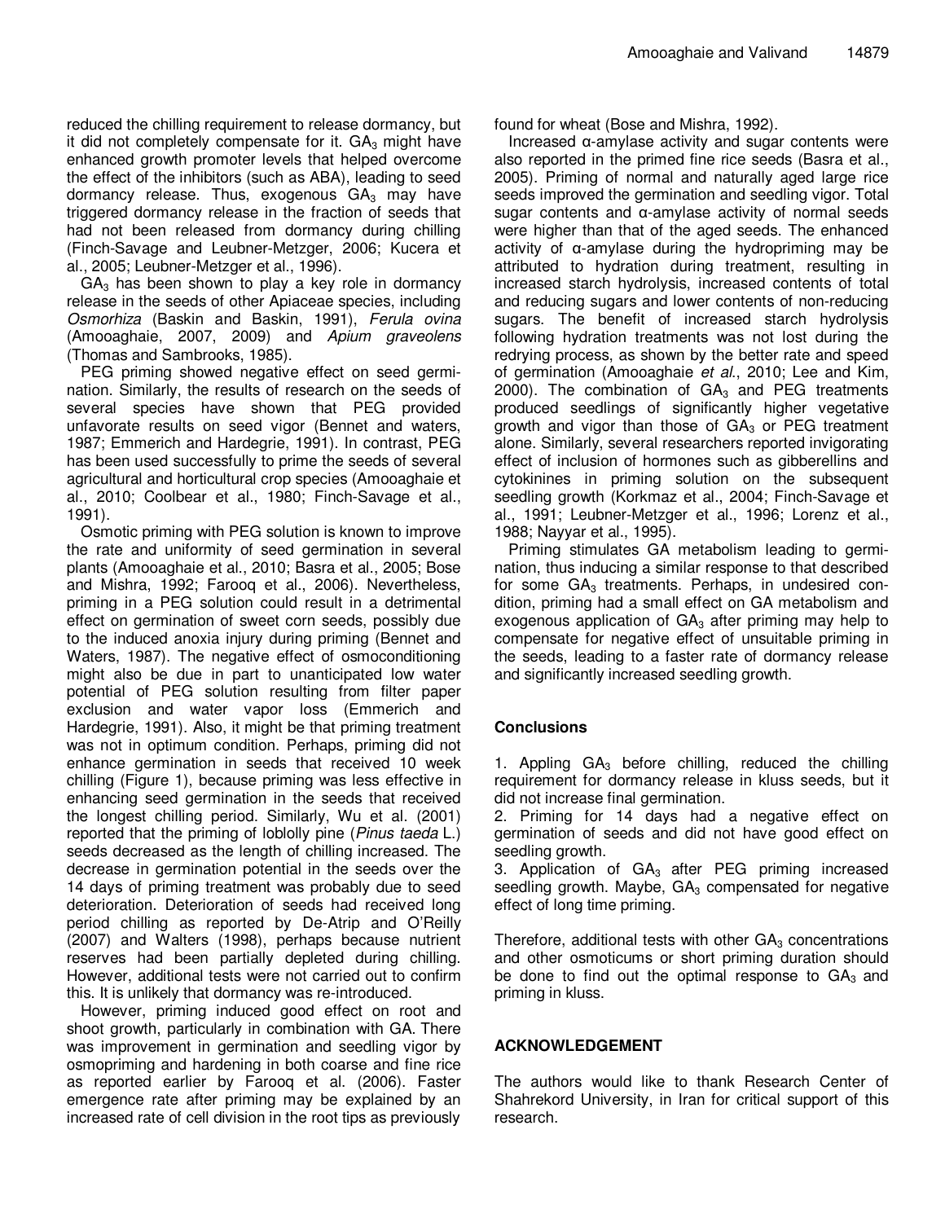reduced the chilling requirement to release dormancy, but it did not completely compensate for it. $GA_3$ might have enhanced growth promoter levels that helped overcome the effect of the inhibitors (such as ABA), leading to seed dormancy release. Thus, exogenous $GA_3$ may have triggered dormancy release in the fraction of seeds that had not been released from dormancy during chilling (Finch-Savage and Leubner-Metzger, 2006; Kucera et al., 2005; Leubner-Metzger et al., 1996).

$GA_3$ has been shown to play a key role in dormancy release in the seeds of other Apiaceae species, including *Osmorhiza* (Baskin and Baskin, 1991), *Ferula ovina* (Amooaghaie, 2007, 2009) and *Apium graveolens* (Thomas and Sambrooks, 1985).

PEG priming showed negative effect on seed germination. Similarly, the results of research on the seeds of several species have shown that PEG provided unfavorate results on seed vigor (Bennet and waters, 1987; Emmerich and Hardegrie, 1991). In contrast, PEG has been used successfully to prime the seeds of several agricultural and horticultural crop species (Amooaghaie et al., 2010; Coolbear et al., 1980; Finch-Savage et al., 1991).

Osmotic priming with PEG solution is known to improve the rate and uniformity of seed germination in several plants (Amooaghaie et al., 2010; Basra et al., 2005; Bose and Mishra, 1992; Farooq et al., 2006). Nevertheless, priming in a PEG solution could result in a detrimental effect on germination of sweet corn seeds, possibly due to the induced anoxia injury during priming (Bennet and Waters, 1987). The negative effect of osmoconditioning might also be due in part to unanticipated low water potential of PEG solution resulting from filter paper exclusion and water vapor loss (Emmerich and Hardegrie, 1991). Also, it might be that priming treatment was not in optimum condition. Perhaps, priming did not enhance germination in seeds that received 10 week chilling (Figure 1), because priming was less effective in enhancing seed germination in the seeds that received the longest chilling period. Similarly, Wu et al. (2001) reported that the priming of loblolly pine (*Pinus taeda* L.) seeds decreased as the length of chilling increased. The decrease in germination potential in the seeds over the 14 days of priming treatment was probably due to seed deterioration. Deterioration of seeds had received long period chilling as reported by De-Atrip and O'Reilly (2007) and Walters (1998), perhaps because nutrient reserves had been partially depleted during chilling. However, additional tests were not carried out to confirm this. It is unlikely that dormancy was re-introduced.

However, priming induced good effect on root and shoot growth, particularly in combination with GA. There was improvement in germination and seedling vigor by osmopriming and hardening in both coarse and fine rice as reported earlier by Farooq et al. (2006). Faster emergence rate after priming may be explained by an increased rate of cell division in the root tips as previously found for wheat (Bose and Mishra, 1992).

Increased α-amylase activity and sugar contents were also reported in the primed fine rice seeds (Basra et al., 2005). Priming of normal and naturally aged large rice seeds improved the germination and seedling vigor. Total sugar contents and α-amylase activity of normal seeds were higher than that of the aged seeds. The enhanced activity of α-amylase during the hydropriming may be attributed to hydration during treatment, resulting in increased starch hydrolysis, increased contents of total and reducing sugars and lower contents of non-reducing sugars. The benefit of increased starch hydrolysis following hydration treatments was not lost during the redrying process, as shown by the better rate and speed of germination (Amooaghaie *et al.*, 2010; Lee and Kim, 2000). The combination of $GA_3$ and PEG treatments produced seedlings of significantly higher vegetative growth and vigor than those of $GA_3$ or PEG treatment alone. Similarly, several researchers reported invigorating effect of inclusion of hormones such as gibberellins and cytokinines in priming solution on the subsequent seedling growth (Korkmaz et al., 2004; Finch-Savage et al., 1991; Leubner-Metzger et al., 1996; Lorenz et al., 1988; Nayyar et al., 1995).

Priming stimulates GA metabolism leading to germination, thus inducing a similar response to that described for some $GA_3$ treatments. Perhaps, in undesired condition, priming had a small effect on GA metabolism and exogenous application of $GA_3$ after priming may help to compensate for negative effect of unsuitable priming in the seeds, leading to a faster rate of dormancy release and significantly increased seedling growth.

## Conclusions

1. Appling $GA_3$ before chilling, reduced the chilling requirement for dormancy release in kluss seeds, but it did not increase final germination.
2. Priming for 14 days had a negative effect on germination of seeds and did not have good effect on seedling growth.
3. Application of $GA_3$ after PEG priming increased seedling growth. Maybe, $GA_3$ compensated for negative effect of long time priming.

Therefore, additional tests with other $GA_3$ concentrations and other osmoticums or short priming duration should be done to find out the optimal response to $GA_3$ and priming in kluss.

## ACKNOWLEDGEMENT

The authors would like to thank Research Center of Shahrekord University, in Iran for critical support of this research.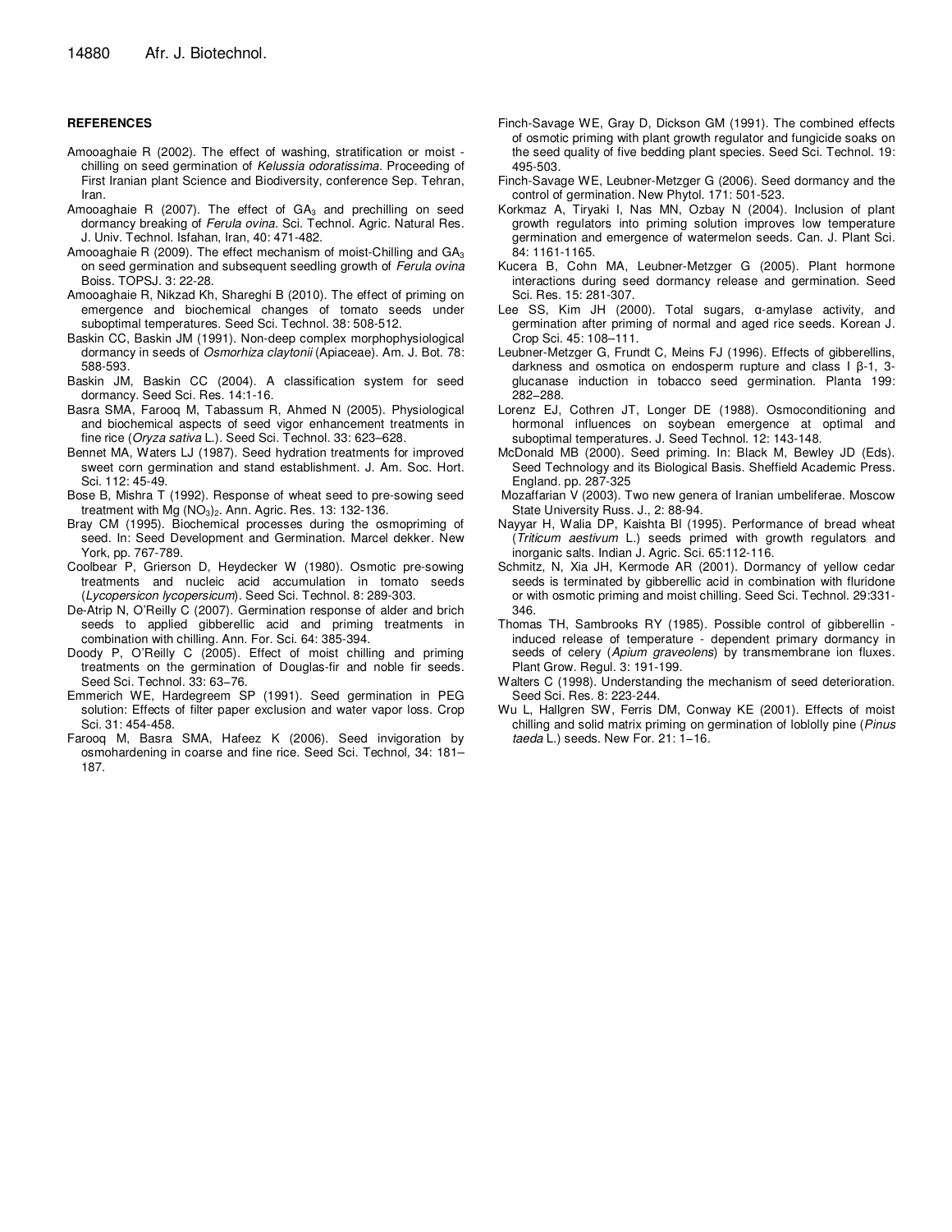**REFERENCES**

Amooaghaie R (2002). The effect of washing, stratification or moist - chilling on seed germination of *Kelussia odoratissima*. Proceeding of First Iranian plant Science and Biodiversity, conference Sep. Tehran, Iran.

Amooaghaie R (2007). The effect of $GA_3$ and prechilling on seed dormancy breaking of *Ferula ovina*. Sci. Technol. Agric. Natural Res. J. Univ. Technol. Isfahan, Iran, 40: 471-482.

Amooaghaie R (2009). The effect mechanism of moist-Chilling and $GA_3$ on seed germination and subsequent seedling growth of *Ferula ovina* Boiss. TOPSJ. 3: 22-28.

Amooaghaie R, Nikzad Kh, Shareghi B (2010). The effect of priming on emergence and biochemical changes of tomato seeds under suboptimal temperatures. Seed Sci. Technol. 38: 508-512.

Baskin CC, Baskin JM (1991). Non-deep complex morphophysiological dormancy in seeds of *Osmorhiza claytonii* (Apiaceae). Am. J. Bot. 78: 588-593.

Baskin JM, Baskin CC (2004). A classification system for seed dormancy. Seed Sci. Res. 14:1-16.

Basra SMA, Farooq M, Tabassum R, Ahmed N (2005). Physiological and biochemical aspects of seed vigor enhancement treatments in fine rice (*Oryza sativa* L.). Seed Sci. Technol. 33: 623–628.

Bennet MA, Waters LJ (1987). Seed hydration treatments for improved sweet corn germination and stand establishment. J. Am. Soc. Hort. Sci. 112: 45-49.

Bose B, Mishra T (1992). Response of wheat seed to pre-sowing seed treatment with Mg $(NO_3)_2$. Ann. Agric. Res. 13: 132-136.

Bray CM (1995). Biochemical processes during the osmopriming of seed. In: Seed Development and Germination. Marcel dekker. New York, pp. 767-789.

Coolbear P, Grierson D, Heydecker W (1980). Osmotic pre-sowing treatments and nucleic acid accumulation in tomato seeds (*Lycopersicon lycopersicum*). Seed Sci. Technol. 8: 289-303.

De-Atrip N, O'Reilly C (2007). Germination response of alder and brich seeds to applied gibberellic acid and priming treatments in combination with chilling. Ann. For. Sci. 64: 385-394.

Doody P, O'Reilly C (2005). Effect of moist chilling and priming treatments on the germination of Douglas-fir and noble fir seeds. Seed Sci. Technol. 33: 63–76.

Emmerich WE, Hardegreem SP (1991). Seed germination in PEG solution: Effects of filter paper exclusion and water vapor loss. Crop Sci. 31: 454-458.

Farooq M, Basra SMA, Hafeez K (2006). Seed invigoration by osmohardening in coarse and fine rice. Seed Sci. Technol, 34: 181–187.

Finch-Savage WE, Gray D, Dickson GM (1991). The combined effects of osmotic priming with plant growth regulator and fungicide soaks on the seed quality of five bedding plant species. Seed Sci. Technol. 19: 495-503.

Finch-Savage WE, Leubner-Metzger G (2006). Seed dormancy and the control of germination. New Phytol. 171: 501-523.

Korkmaz A, Tiryaki I, Nas MN, Ozbay N (2004). Inclusion of plant growth regulators into priming solution improves low temperature germination and emergence of watermelon seeds. Can. J. Plant Sci. 84: 1161-1165.

Kucera B, Cohn MA, Leubner-Metzger G (2005). Plant hormone interactions during seed dormancy release and germination. Seed Sci. Res. 15: 281-307.

Lee SS, Kim JH (2000). Total sugars, α-amylase activity, and germination after priming of normal and aged rice seeds. Korean J. Crop Sci. 45: 108–111.

Leubner-Metzger G, Frundt C, Meins FJ (1996). Effects of gibberellins, darkness and osmotica on endosperm rupture and class I β-1, 3-glucanase induction in tobacco seed germination. Planta 199: 282–288.

Lorenz EJ, Cothren JT, Longer DE (1988). Osmoconditioning and hormonal influences on soybean emergence at optimal and suboptimal temperatures. J. Seed Technol. 12: 143-148.

McDonald MB (2000). Seed priming. In: Black M, Bewley JD (Eds). Seed Technology and its Biological Basis. Sheffield Academic Press. England. pp. 287-325

Mozaffarian V (2003). Two new genera of Iranian umbeliferae. Moscow State University Russ. J., 2: 88-94.

Nayyar H, Walia DP, Kaishta BI (1995). Performance of bread wheat (*Triticum aestivum* L.) seeds primed with growth regulators and inorganic salts. Indian J. Agric. Sci. 65:112-116.

Schmitz, N, Xia JH, Kermode AR (2001). Dormancy of yellow cedar seeds is terminated by gibberellic acid in combination with fluridone or with osmotic priming and moist chilling. Seed Sci. Technol. 29:331-346.

Thomas TH, Sambrooks RY (1985). Possible control of gibberellin - induced release of temperature - dependent primary dormancy in seeds of celery (*Apium graveolens*) by transmembrane ion fluxes. Plant Grow. Regul. 3: 191-199.

Walters C (1998). Understanding the mechanism of seed deterioration. Seed Sci. Res. 8: 223-244.

Wu L, Hallgren SW, Ferris DM, Conway KE (2001). Effects of moist chilling and solid matrix priming on germination of loblolly pine (*Pinus taeda* L.) seeds. New For. 21: 1–16.